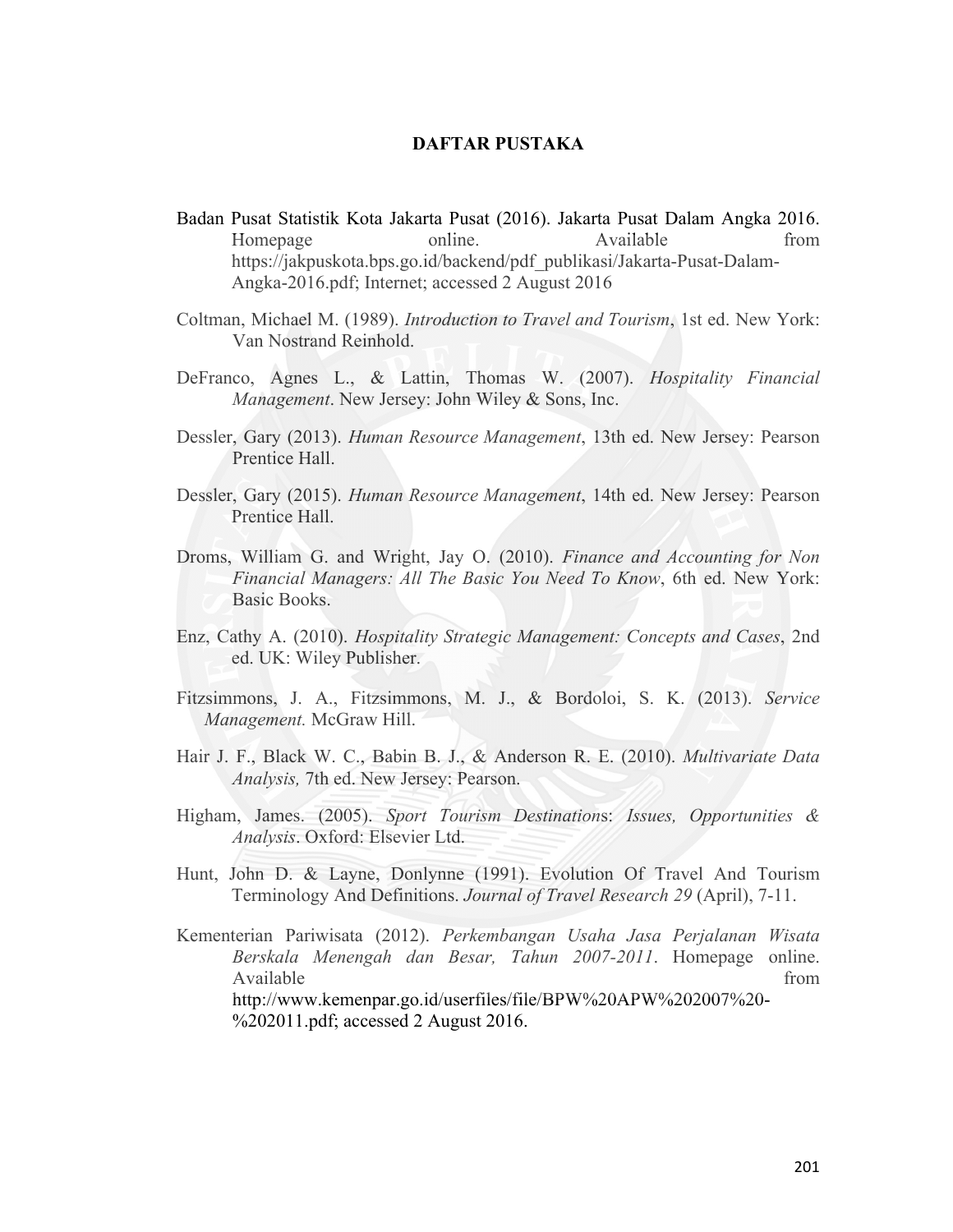# DAFTAR PUSTAKA

Badan Pusat Statistik Kota Jakarta Pusat (2016). Jakarta Pusat Dalam Angka 2016. Homepage online. Available from https://jakpuskota.bps.go.id/backend/pdf_publikasi/Jakarta-Pusat-Dalam-Angka-2016.pdf; Internet; accessed 2 August 2016

Coltman, Michael M. (1989). *Introduction to Travel and Tourism*, 1st ed. New York: Van Nostrand Reinhold.

DeFranco, Agnes L., & Lattin, Thomas W. (2007). *Hospitality Financial Management*. New Jersey: John Wiley & Sons, Inc.

Dessler, Gary (2013). *Human Resource Management*, 13th ed. New Jersey: Pearson Prentice Hall.

Dessler, Gary (2015). *Human Resource Management*, 14th ed. New Jersey: Pearson Prentice Hall.

Droms, William G. and Wright, Jay O. (2010). *Finance and Accounting for Non Financial Managers: All The Basic You Need To Know*, 6th ed. New York: Basic Books.

Enz, Cathy A. (2010). *Hospitality Strategic Management: Concepts and Cases*, 2nd ed. UK: Wiley Publisher.

Fitzsimmons, J. A., Fitzsimmons, M. J., & Bordoloi, S. K. (2013). *Service Management.* McGraw Hill.

Hair J. F., Black W. C., Babin B. J., & Anderson R. E. (2010). *Multivariate Data Analysis,* 7th ed. New Jersey: Pearson.

Higham, James. (2005). *Sport Tourism Destinations*: *Issues, Opportunities & Analysis*. Oxford: Elsevier Ltd.

Hunt, John D. & Layne, Donlynne (1991). Evolution Of Travel And Tourism Terminology And Definitions. *Journal of Travel Research 29* (April), 7-11.

Kementerian Pariwisata (2012). *Perkembangan Usaha Jasa Perjalanan Wisata Berskala Menengah dan Besar, Tahun 2007-2011*. Homepage online. Available from http://www.kemenpar.go.id/userfiles/file/BPW%20APW%202007%20-%202011.pdf; accessed 2 August 2016.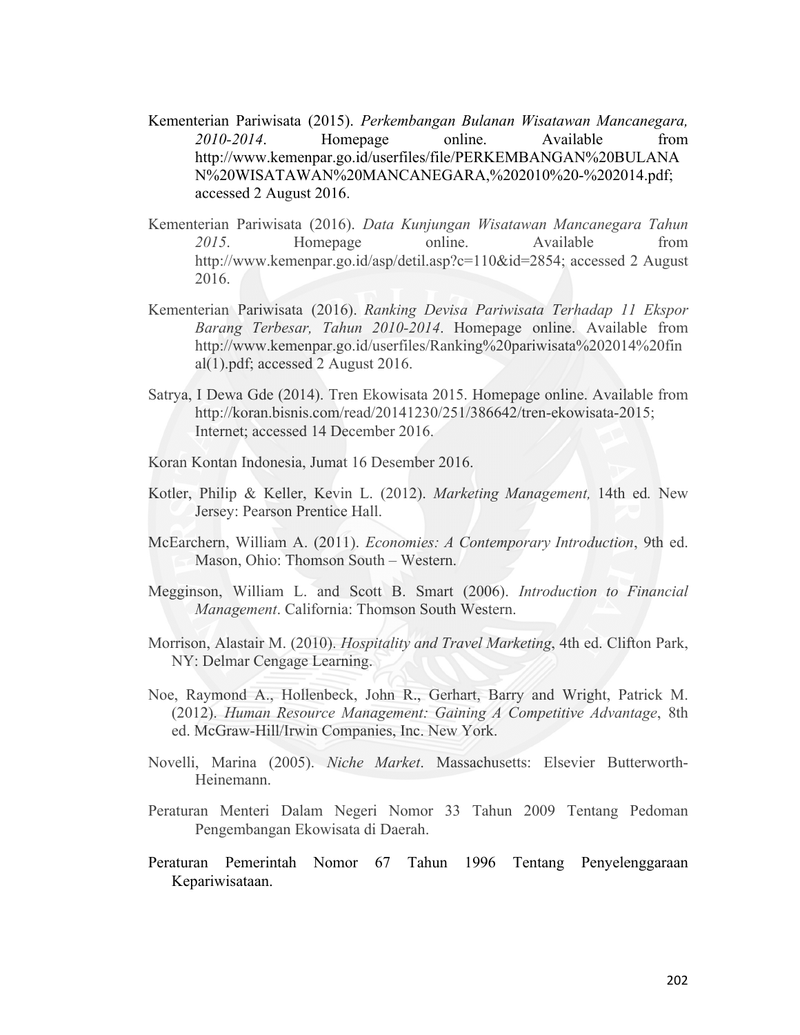Kementerian Pariwisata (2015). *Perkembangan Bulanan Wisatawan Mancanegara, 2010-2014*. Homepage online. Available from http://www.kemenpar.go.id/userfiles/file/PERKEMBANGAN%20BULANAN%20WISATAWAN%20MANCANEGARA,%202010%20-%202014.pdf; accessed 2 August 2016.

Kementerian Pariwisata (2016). *Data Kunjungan Wisatawan Mancanegara Tahun 2015*. Homepage online. Available from http://www.kemenpar.go.id/asp/detil.asp?c=110&id=2854; accessed 2 August 2016.

Kementerian Pariwisata (2016). *Ranking Devisa Pariwisata Terhadap 11 Ekspor Barang Terbesar, Tahun 2010-2014*. Homepage online. Available from http://www.kemenpar.go.id/userfiles/Ranking%20pariwisata%202014%20final(1).pdf; accessed 2 August 2016.

Satrya, I Dewa Gde (2014). Tren Ekowisata 2015. Homepage online. Available from http://koran.bisnis.com/read/20141230/251/386642/tren-ekowisata-2015; Internet; accessed 14 December 2016.

Koran Kontan Indonesia, Jumat 16 Desember 2016.

Kotler, Philip & Keller, Kevin L. (2012). *Marketing Management,* 14th ed. New Jersey: Pearson Prentice Hall.

McEarchern, William A. (2011). *Economies: A Contemporary Introduction*, 9th ed. Mason, Ohio: Thomson South – Western.

Megginson, William L. and Scott B. Smart (2006). *Introduction to Financial Management*. California: Thomson South Western.

Morrison, Alastair M. (2010). *Hospitality and Travel Marketing*, 4th ed. Clifton Park, NY: Delmar Cengage Learning.

Noe, Raymond A., Hollenbeck, John R., Gerhart, Barry and Wright, Patrick M. (2012). *Human Resource Management: Gaining A Competitive Advantage*, 8th ed. McGraw-Hill/Irwin Companies, Inc. New York.

Novelli, Marina (2005). *Niche Market*. Massachusetts: Elsevier Butterworth-Heinemann.

Peraturan Menteri Dalam Negeri Nomor 33 Tahun 2009 Tentang Pedoman Pengembangan Ekowisata di Daerah.

Peraturan Pemerintah Nomor 67 Tahun 1996 Tentang Penyelenggaraan Kepariwisataan.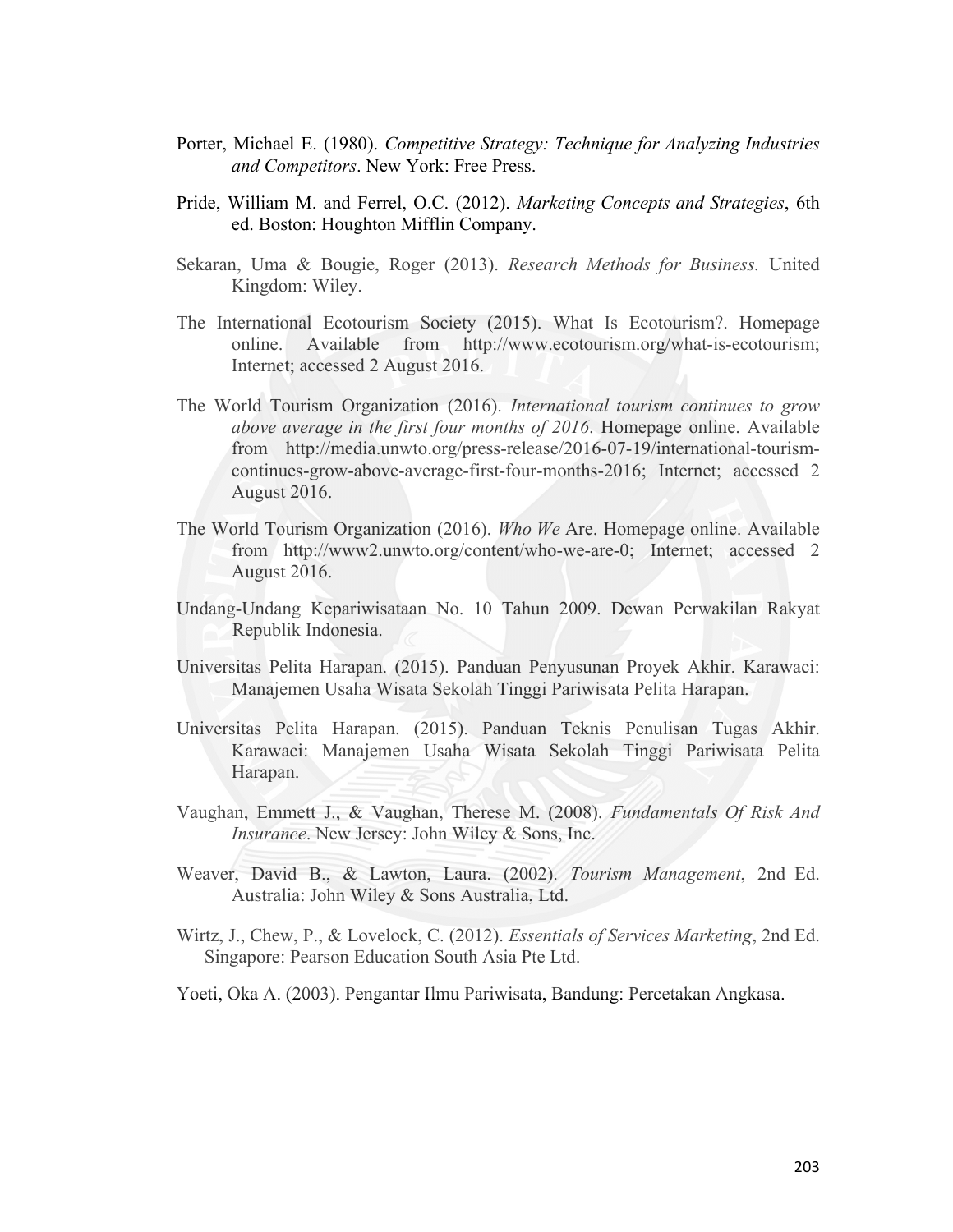Porter, Michael E. (1980). *Competitive Strategy: Technique for Analyzing Industries and Competitors*. New York: Free Press.

Pride, William M. and Ferrel, O.C. (2012). *Marketing Concepts and Strategies*, 6th ed. Boston: Houghton Mifflin Company.

Sekaran, Uma & Bougie, Roger (2013). *Research Methods for Business.* United Kingdom: Wiley.

The International Ecotourism Society (2015). What Is Ecotourism?. Homepage online. Available from http://www.ecotourism.org/what-is-ecotourism; Internet; accessed 2 August 2016.

The World Tourism Organization (2016). *International tourism continues to grow above average in the first four months of 2016*. Homepage online. Available from http://media.unwto.org/press-release/2016-07-19/international-tourism-continues-grow-above-average-first-four-months-2016; Internet; accessed 2 August 2016.

The World Tourism Organization (2016). *Who We* Are. Homepage online. Available from http://www2.unwto.org/content/who-we-are-0; Internet; accessed 2 August 2016.

Undang-Undang Kepariwisataan No. 10 Tahun 2009. Dewan Perwakilan Rakyat Republik Indonesia.

Universitas Pelita Harapan. (2015). Panduan Penyusunan Proyek Akhir. Karawaci: Manajemen Usaha Wisata Sekolah Tinggi Pariwisata Pelita Harapan.

Universitas Pelita Harapan. (2015). Panduan Teknis Penulisan Tugas Akhir. Karawaci: Manajemen Usaha Wisata Sekolah Tinggi Pariwisata Pelita Harapan.

Vaughan, Emmett J., & Vaughan, Therese M. (2008). *Fundamentals Of Risk And Insurance*. New Jersey: John Wiley & Sons, Inc.

Weaver, David B., & Lawton, Laura. (2002). *Tourism Management*, 2nd Ed. Australia: John Wiley & Sons Australia, Ltd.

Wirtz, J., Chew, P., & Lovelock, C. (2012). *Essentials of Services Marketing*, 2nd Ed. Singapore: Pearson Education South Asia Pte Ltd.

Yoeti, Oka A. (2003). Pengantar Ilmu Pariwisata, Bandung: Percetakan Angkasa.